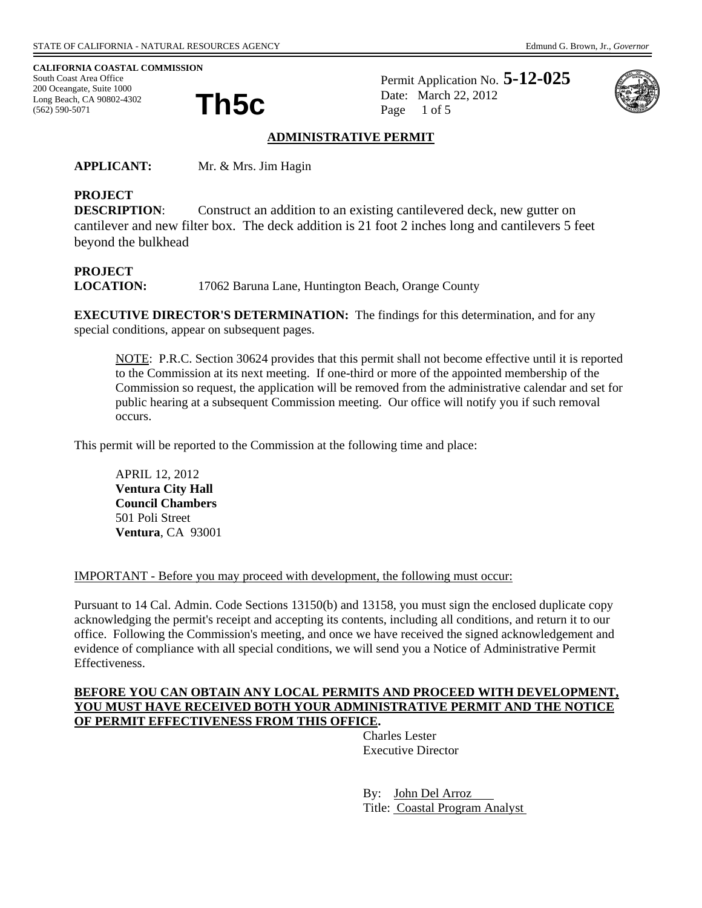STATE OF CALIFORNIA - NATURAL RESOURCES AGENCY

Edmund G. Brown, Jr., *Governor*

**CALIFORNIA COASTAL COMMISSION**
South Coast Area Office
200 Oceangate, Suite 1000
Long Beach, CA 90802-4302
(562) 590-5071

# Th5c

Permit Application No. **5-12-025**
Date: March 22, 2012
Page 1 of 5

## ADMINISTRATIVE PERMIT

**APPLICANT:** Mr. & Mrs. Jim Hagin

**PROJECT DESCRIPTION**: Construct an addition to an existing cantilevered deck, new gutter on cantilever and new filter box. The deck addition is 21 foot 2 inches long and cantilevers 5 feet beyond the bulkhead

**PROJECT LOCATION:** 17062 Baruna Lane, Huntington Beach, Orange County

**EXECUTIVE DIRECTOR'S DETERMINATION:** The findings for this determination, and for any special conditions, appear on subsequent pages.

> NOTE: P.R.C. Section 30624 provides that this permit shall not become effective until it is reported to the Commission at its next meeting. If one-third or more of the appointed membership of the Commission so request, the application will be removed from the administrative calendar and set for public hearing at a subsequent Commission meeting. Our office will notify you if such removal occurs.

This permit will be reported to the Commission at the following time and place:

> APRIL 12, 2012
> **Ventura City Hall**
> **Council Chambers**
> 501 Poli Street
> **Ventura**, CA 93001

IMPORTANT - Before you may proceed with development, the following must occur:

Pursuant to 14 Cal. Admin. Code Sections 13150(b) and 13158, you must sign the enclosed duplicate copy acknowledging the permit's receipt and accepting its contents, including all conditions, and return it to our office. Following the Commission's meeting, and once we have received the signed acknowledgement and evidence of compliance with all special conditions, we will send you a Notice of Administrative Permit Effectiveness.

**BEFORE YOU CAN OBTAIN ANY LOCAL PERMITS AND PROCEED WITH DEVELOPMENT, YOU MUST HAVE RECEIVED BOTH YOUR ADMINISTRATIVE PERMIT AND THE NOTICE OF PERMIT EFFECTIVENESS FROM THIS OFFICE.**

Charles Lester
Executive Director

By: John Del Arroz
Title: Coastal Program Analyst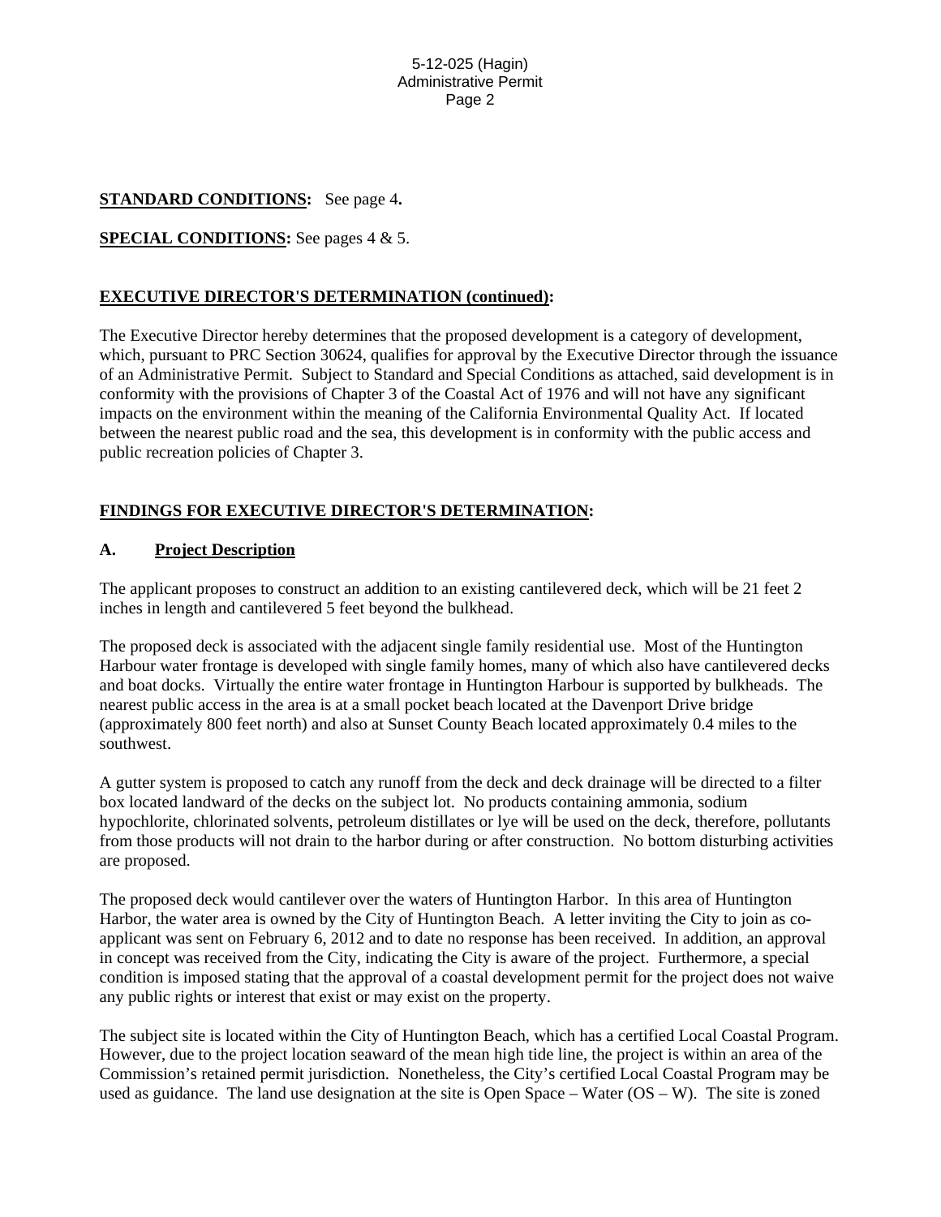**STANDARD CONDITIONS:** See page 4**.**

**SPECIAL CONDITIONS:** See pages 4 & 5.

**EXECUTIVE DIRECTOR'S DETERMINATION (continued):**

The Executive Director hereby determines that the proposed development is a category of development, which, pursuant to PRC Section 30624, qualifies for approval by the Executive Director through the issuance of an Administrative Permit. Subject to Standard and Special Conditions as attached, said development is in conformity with the provisions of Chapter 3 of the Coastal Act of 1976 and will not have any significant impacts on the environment within the meaning of the California Environmental Quality Act. If located between the nearest public road and the sea, this development is in conformity with the public access and public recreation policies of Chapter 3.

**FINDINGS FOR EXECUTIVE DIRECTOR'S DETERMINATION:**

**A. Project Description**

The applicant proposes to construct an addition to an existing cantilevered deck, which will be 21 feet 2 inches in length and cantilevered 5 feet beyond the bulkhead.

The proposed deck is associated with the adjacent single family residential use. Most of the Huntington Harbour water frontage is developed with single family homes, many of which also have cantilevered decks and boat docks. Virtually the entire water frontage in Huntington Harbour is supported by bulkheads. The nearest public access in the area is at a small pocket beach located at the Davenport Drive bridge (approximately 800 feet north) and also at Sunset County Beach located approximately 0.4 miles to the southwest.

A gutter system is proposed to catch any runoff from the deck and deck drainage will be directed to a filter box located landward of the decks on the subject lot. No products containing ammonia, sodium hypochlorite, chlorinated solvents, petroleum distillates or lye will be used on the deck, therefore, pollutants from those products will not drain to the harbor during or after construction. No bottom disturbing activities are proposed.

The proposed deck would cantilever over the waters of Huntington Harbor. In this area of Huntington Harbor, the water area is owned by the City of Huntington Beach. A letter inviting the City to join as co-applicant was sent on February 6, 2012 and to date no response has been received. In addition, an approval in concept was received from the City, indicating the City is aware of the project. Furthermore, a special condition is imposed stating that the approval of a coastal development permit for the project does not waive any public rights or interest that exist or may exist on the property.

The subject site is located within the City of Huntington Beach, which has a certified Local Coastal Program. However, due to the project location seaward of the mean high tide line, the project is within an area of the Commission's retained permit jurisdiction. Nonetheless, the City's certified Local Coastal Program may be used as guidance. The land use designation at the site is Open Space – Water (OS – W). The site is zoned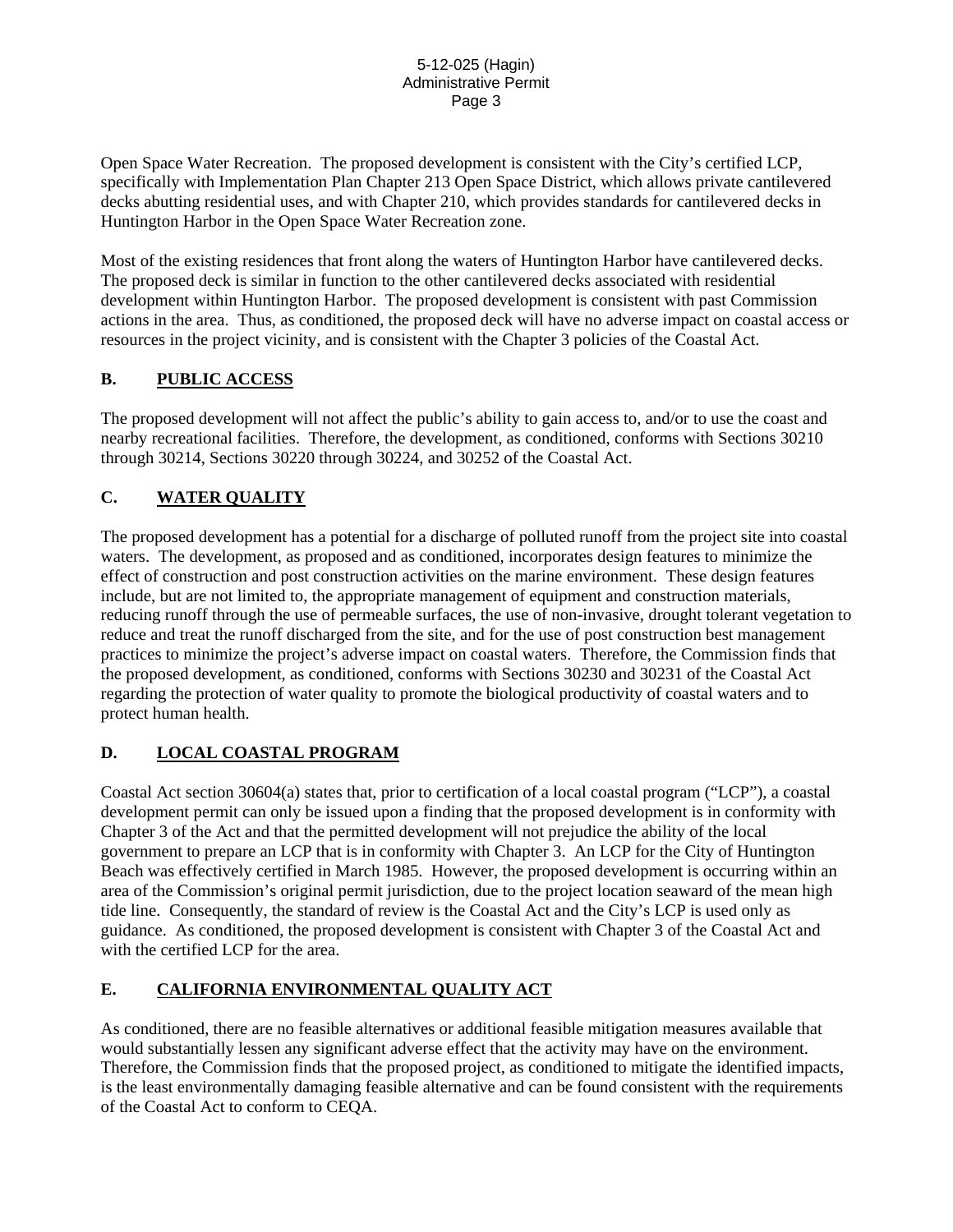Open Space Water Recreation. The proposed development is consistent with the City's certified LCP, specifically with Implementation Plan Chapter 213 Open Space District, which allows private cantilevered decks abutting residential uses, and with Chapter 210, which provides standards for cantilevered decks in Huntington Harbor in the Open Space Water Recreation zone.

Most of the existing residences that front along the waters of Huntington Harbor have cantilevered decks. The proposed deck is similar in function to the other cantilevered decks associated with residential development within Huntington Harbor. The proposed development is consistent with past Commission actions in the area. Thus, as conditioned, the proposed deck will have no adverse impact on coastal access or resources in the project vicinity, and is consistent with the Chapter 3 policies of the Coastal Act.

## B. PUBLIC ACCESS

The proposed development will not affect the public's ability to gain access to, and/or to use the coast and nearby recreational facilities. Therefore, the development, as conditioned, conforms with Sections 30210 through 30214, Sections 30220 through 30224, and 30252 of the Coastal Act.

## C. WATER QUALITY

The proposed development has a potential for a discharge of polluted runoff from the project site into coastal waters. The development, as proposed and as conditioned, incorporates design features to minimize the effect of construction and post construction activities on the marine environment. These design features include, but are not limited to, the appropriate management of equipment and construction materials, reducing runoff through the use of permeable surfaces, the use of non-invasive, drought tolerant vegetation to reduce and treat the runoff discharged from the site, and for the use of post construction best management practices to minimize the project's adverse impact on coastal waters. Therefore, the Commission finds that the proposed development, as conditioned, conforms with Sections 30230 and 30231 of the Coastal Act regarding the protection of water quality to promote the biological productivity of coastal waters and to protect human health.

## D. LOCAL COASTAL PROGRAM

Coastal Act section 30604(a) states that, prior to certification of a local coastal program ("LCP"), a coastal development permit can only be issued upon a finding that the proposed development is in conformity with Chapter 3 of the Act and that the permitted development will not prejudice the ability of the local government to prepare an LCP that is in conformity with Chapter 3. An LCP for the City of Huntington Beach was effectively certified in March 1985. However, the proposed development is occurring within an area of the Commission's original permit jurisdiction, due to the project location seaward of the mean high tide line. Consequently, the standard of review is the Coastal Act and the City's LCP is used only as guidance. As conditioned, the proposed development is consistent with Chapter 3 of the Coastal Act and with the certified LCP for the area.

## E. CALIFORNIA ENVIRONMENTAL QUALITY ACT

As conditioned, there are no feasible alternatives or additional feasible mitigation measures available that would substantially lessen any significant adverse effect that the activity may have on the environment. Therefore, the Commission finds that the proposed project, as conditioned to mitigate the identified impacts, is the least environmentally damaging feasible alternative and can be found consistent with the requirements of the Coastal Act to conform to CEQA.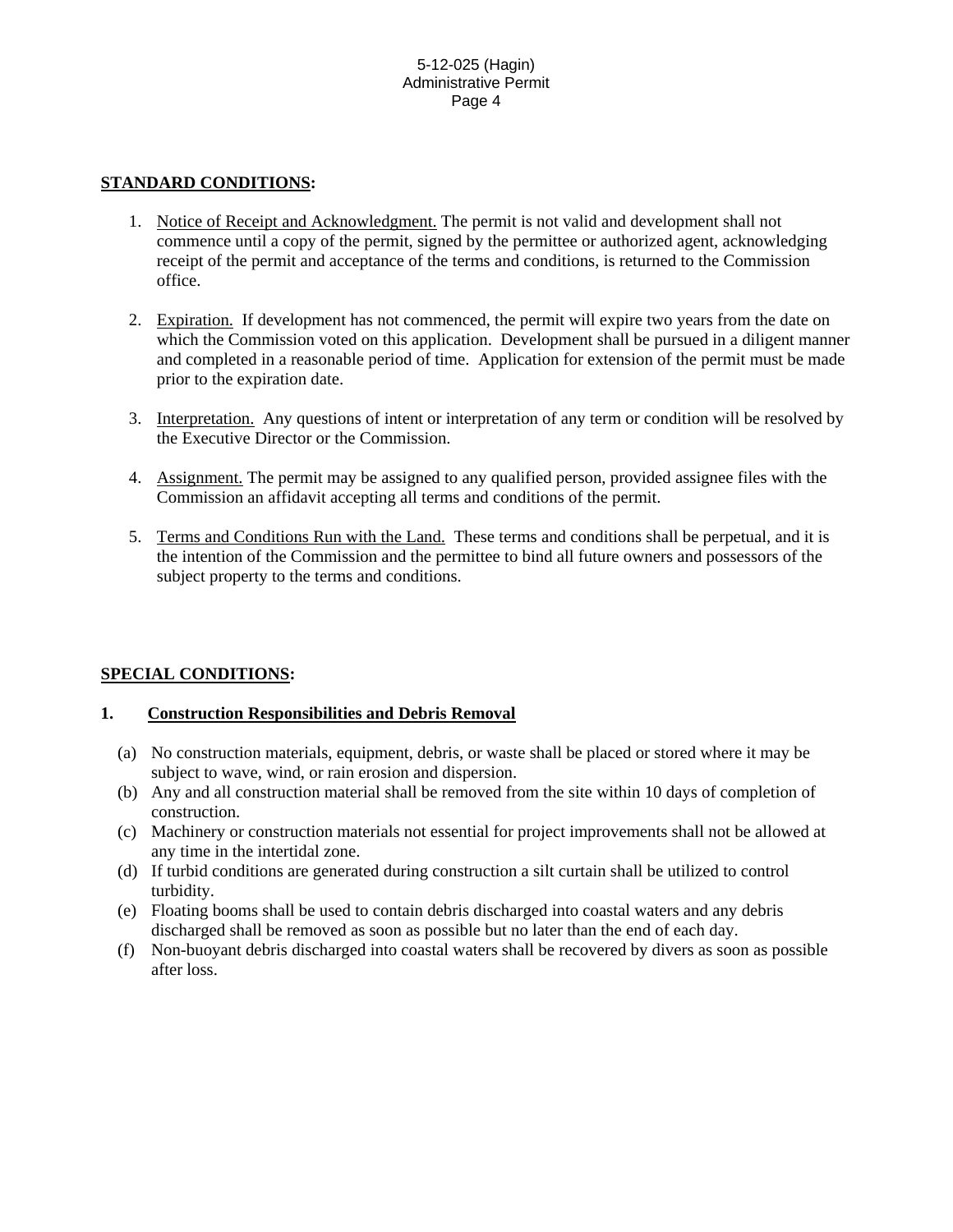**STANDARD CONDITIONS:**

1. Notice of Receipt and Acknowledgment. The permit is not valid and development shall not commence until a copy of the permit, signed by the permittee or authorized agent, acknowledging receipt of the permit and acceptance of the terms and conditions, is returned to the Commission office.

2. Expiration. If development has not commenced, the permit will expire two years from the date on which the Commission voted on this application. Development shall be pursued in a diligent manner and completed in a reasonable period of time. Application for extension of the permit must be made prior to the expiration date.

3. Interpretation. Any questions of intent or interpretation of any term or condition will be resolved by the Executive Director or the Commission.

4. Assignment. The permit may be assigned to any qualified person, provided assignee files with the Commission an affidavit accepting all terms and conditions of the permit.

5. Terms and Conditions Run with the Land. These terms and conditions shall be perpetual, and it is the intention of the Commission and the permittee to bind all future owners and possessors of the subject property to the terms and conditions.

**SPECIAL CONDITIONS:**

**1. Construction Responsibilities and Debris Removal**

(a) No construction materials, equipment, debris, or waste shall be placed or stored where it may be subject to wave, wind, or rain erosion and dispersion.
(b) Any and all construction material shall be removed from the site within 10 days of completion of construction.
(c) Machinery or construction materials not essential for project improvements shall not be allowed at any time in the intertidal zone.
(d) If turbid conditions are generated during construction a silt curtain shall be utilized to control turbidity.
(e) Floating booms shall be used to contain debris discharged into coastal waters and any debris discharged shall be removed as soon as possible but no later than the end of each day.
(f) Non-buoyant debris discharged into coastal waters shall be recovered by divers as soon as possible after loss.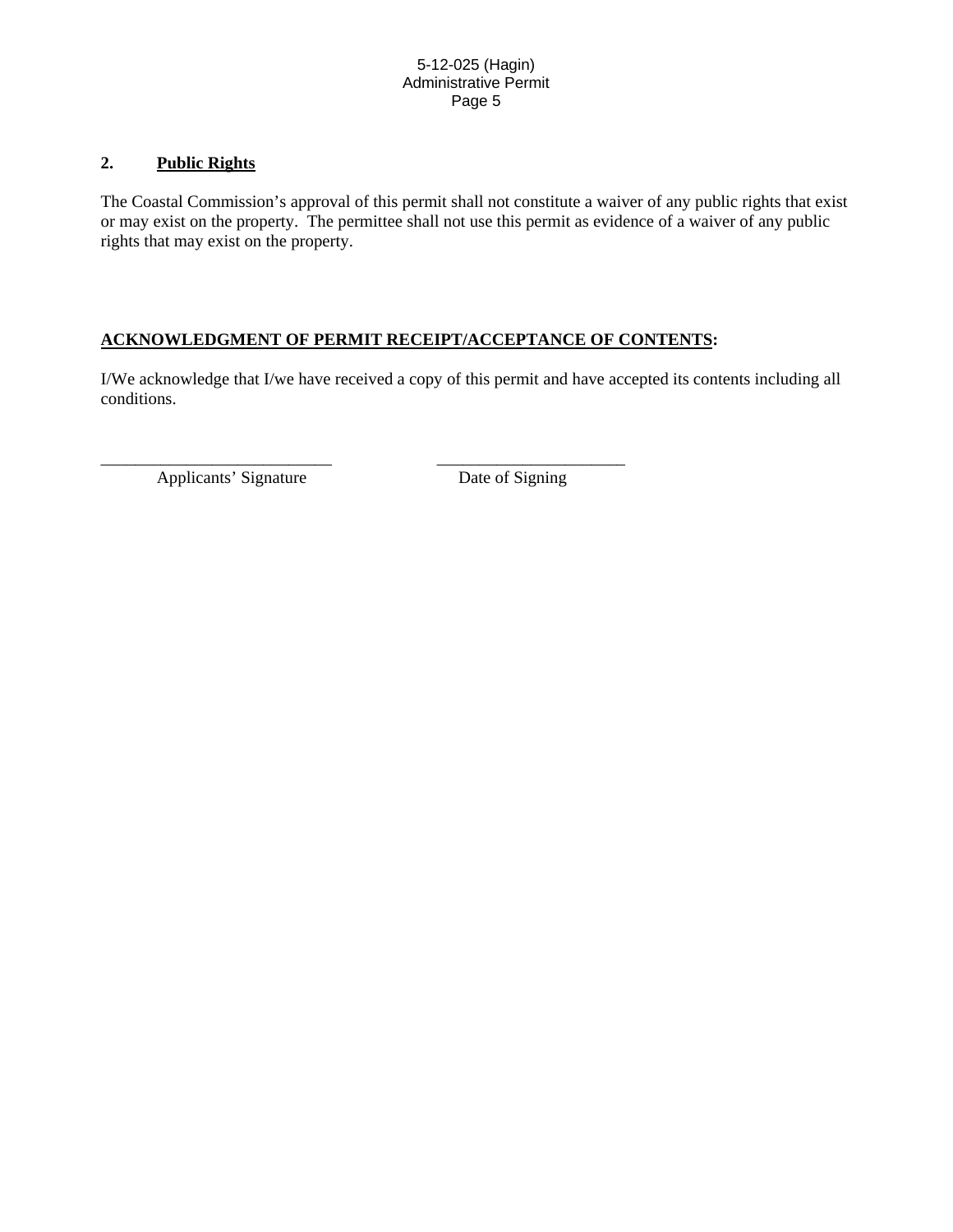## 2. **Public Rights**

The Coastal Commission's approval of this permit shall not constitute a waiver of any public rights that exist or may exist on the property. The permittee shall not use this permit as evidence of a waiver of any public rights that may exist on the property.

## ACKNOWLEDGMENT OF PERMIT RECEIPT/ACCEPTANCE OF CONTENTS:

I/We acknowledge that I/we have received a copy of this permit and have accepted its contents including all conditions.

\_\_\_\_\_\_\_\_\_\_\_\_\_\_\_\_\_\_\_\_\_\_\_\_\_\_\_ \_\_\_\_\_\_\_\_\_\_\_\_\_\_\_\_\_\_\_\_\_\_

Applicants' Signature Date of Signing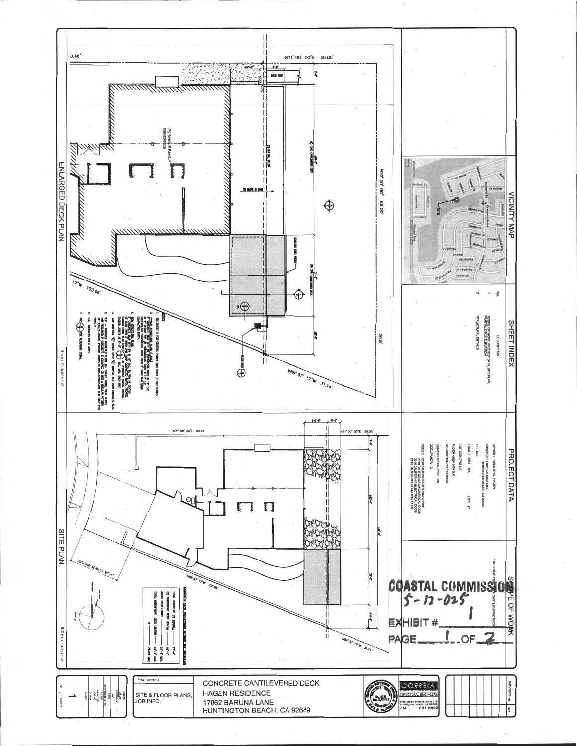## ENLARGED DECK PLAN

SCALE: 3/16" = 1'-0"

N71° 00' 00"E 30.00'

N19° 00' 00" 68.00'

N86° 57' 17"W 31.14'

17"W 103.98'

(E) SINGLE FAMILY RESIDENCE

(E) CONC. CANTILEVERED DECK

(N) CONC. CANTILEVERED DECK

STAINLESS STEEL GUTTER

(E) SLOPE IN SLAB

DOCK RAMP

20.8'

**NOTES**

1. SEE SHEET 2 FOR GENERAL NOTES AND SHEET 3 FOR DETAILS.
7. C.J. INDICATES COLD JOINT.

## SITE PLAN

SCALE: 1/8" = 1'-0"

N71° 00' 00"E 90.48'

N71° 00' 00"E 30.00'

N86° 57' 17"W 103.98'

N86° 57' 17"W 31.14'

EXISTING SETBACK 20'-0"

CONCRETE DECK PROJECTING BEYOND THE BULKHEAD

## VICINITY MAP

SITE

## SHEET INDEX

| NO. | DESCRIPTION |
|---|---|
| 1 | SCOPE OF WORK, PROJECT DATA, SITE PLAN, PARTIAL DECK ELEVATION |
| 2 | STRUCTURAL DETAILS |

## PROJECT DATA

OWNER: MR. & MRS. HAGEN

ADDRESS: 17062 BARUNA LANE, HUNTINGTON BEACH, CA 92649

TEL NO.

TRACT: 5264 APN:

LOT: 17

LOT SIZE: 7,755 S.F.

FLOOR AREA: 3,074 S.F.

NO ADDITION TO EXISTING

CONSTRUCTION TYPE: VB

OCCUPANCY: U

CODES: 2010 CALIFORNIA BUILDING CODE, 2010 CALIFORNIA MECHANICAL CODE, 2010 CALIFORNIA ELECTRICAL CODE, 2010 CALIFORNIA PLUMBING CODE

## SCOPE OF WORK

* ADD NEW CONCRETE CANTILEVERED DECK

**COASTAL COMMISSION**
5-12-025

EXHIBIT # 1

PAGE 1 OF 2

CONCRETE CANTILEVERED DECK
HAGEN RESIDENCE
17062 BARUNA LANE
HUNTINGTON BEACH, CA 92649

SHEET CONTENTS: SITE & FLOOR PLANS, JOB INFO.

CORREIA STRUCTURAL ENGINEERS
5762 bolsa avenue, suite 213
huntington beach, ca 92649
714 891-6582

SHEET 1 OF 2 SHEETS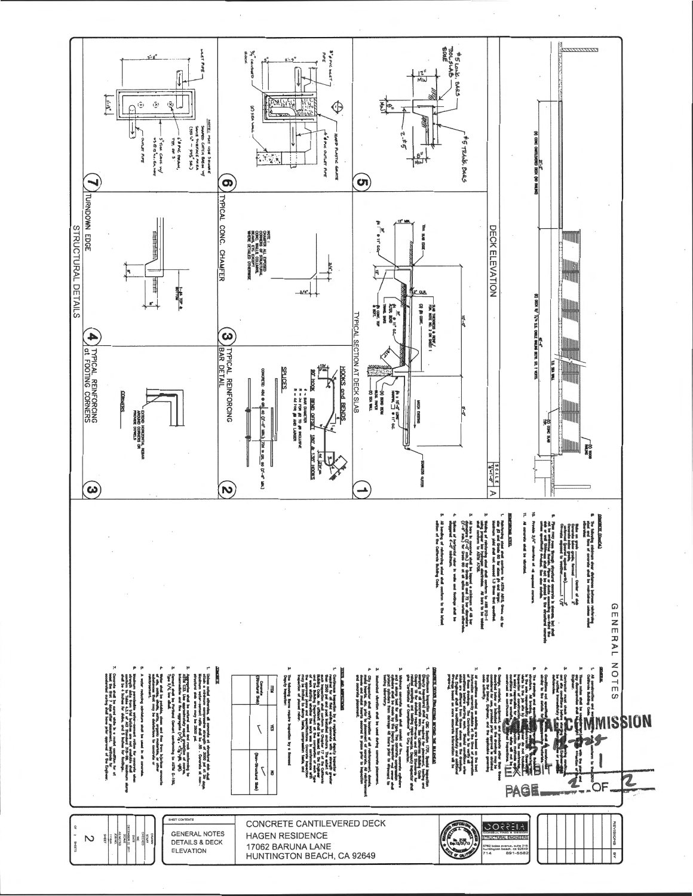# GENERAL NOTES

COASTAL COMMISSION

EXHIBIT # 1

PAGE 2 OF 2

## DECK ELEVATION

(N) CONC CANTILEVERED DECK (NO PAILING)

(N) WOOD RAILING

T.O. SEA WALL

(E) CONC SLAB

## TYPICAL SECTION AT DECK SLAB

SCALE 3/4"=1'-0"

STAINLESS GUTTER

## STRUCTURAL DETAILS

7 TURNDOWN EDGE

6 TYPICAL CONC. CHAMFER

5

4 TYPICAL REINFORCING at FOOTING CORNERS

3 TYPICAL REINFORCING BAR DETAIL

HOOKS and BENDS

SPLICES

CORNERS

NOTE: CHAMFER ALL EXPOSED CORNERS OF STRUCTURAL CONCRETE WALLS, COLUMNS, BEAMS, ETC. EXCEPT WHERE DETAILED OTHERWISE.

#5 LONG. BARS

#5 TRANS. BARS

TOOL SLAB EDGE

12" MIN

HARD PLASTIC GRATE

4" PVC OUTLET PIPE

3" PVC INLET PIPE

(E) SEA WALL

INLET PIPE

OUTLET PIPE

| ITEM | YES | NO |
|---|---|---|
| Concrete (Structural Slab) | ✓ | (Non-Structural Slab) |

CONCRETE CANTILEVERED DECK
HAGEN RESIDENCE
17062 BARUNA LANE
HUNTINGTON BEACH, CA 92649

SHEET CONTENTS: GENERAL NOTES DETAILS & DECK ELEVATION

CORREIA CONSULTING & DESIGN STRUCTURAL ENGINEERS

SHEET 2 OF 2 SHEETS